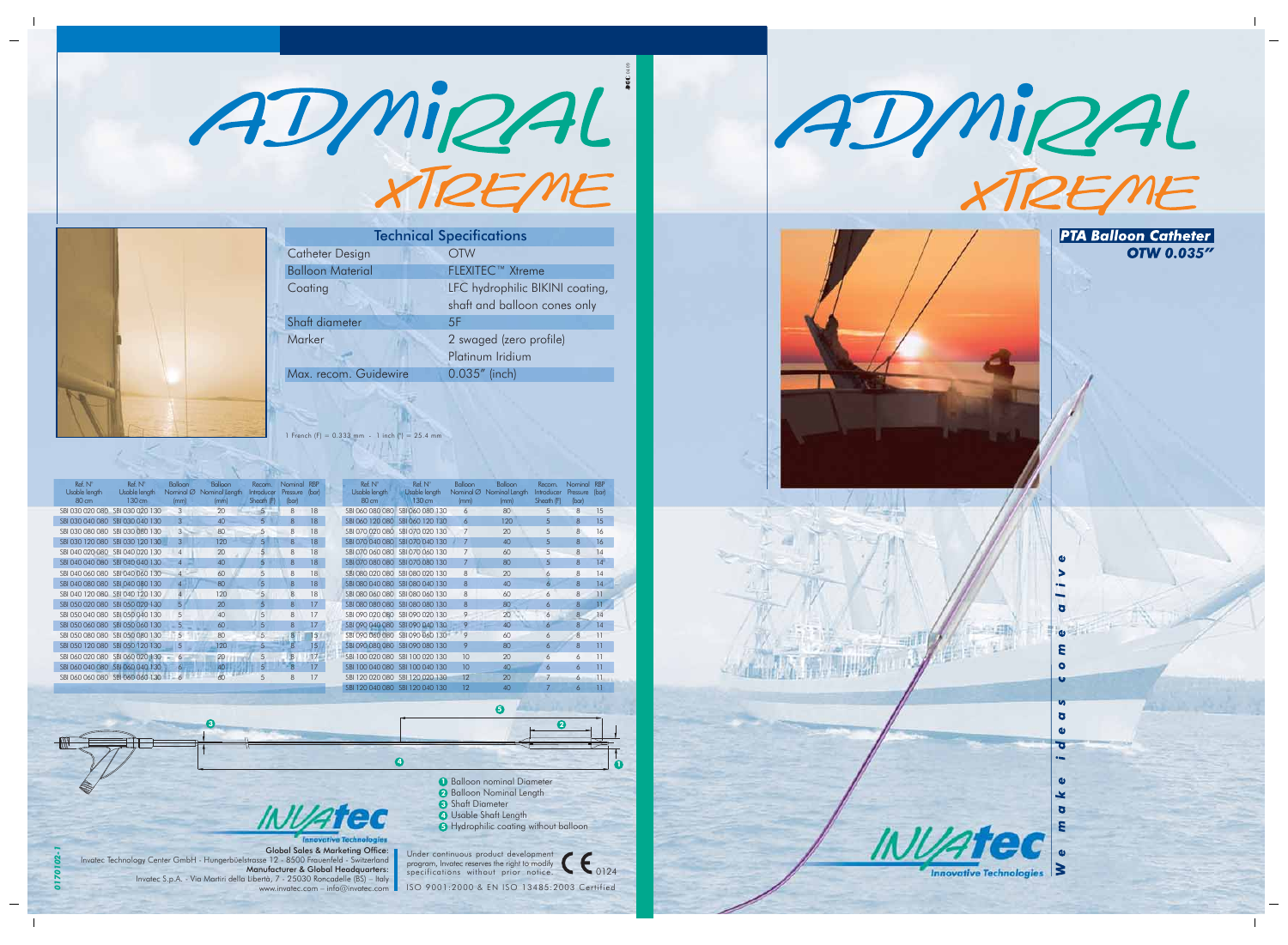# ADMIRAL XTREME

| Technical Specifications | |
|---|---|
| Catheter Design | OTW |
| Balloon Material | FLEXITEC™ Xtreme |
| Coating | LFC hydrophilic BIKINI coating, shaft and balloon cones only |
| Shaft diameter | 5F |
| Marker | 2 swaged (zero profile) Platinum Iridium |
| Max. recom. Guidewire | 0.035" (inch) |

1 French (F) = 0.333 mm - 1 inch (") = 25.4 mm

| Ref. N° Usable length 80 cm | Ref. N° Usable length 130 cm | Balloon Nominal Ø (mm) | Balloon Nominal Length (mm) | Recom. Introducer Sheath (F) | Nominal Pressure (bar) | RBP (bar) |
|---|---|---|---|---|---|---|
| SBI 030 020 080 | SBI 030 020 130 | 3 | 20 | 5 | 8 | 18 |
| SBI 030 040 080 | SBI 030 040 130 | 3 | 40 | 5 | 8 | 18 |
| SBI 030 080 080 | SBI 030 080 130 | 3 | 80 | 5 | 8 | 18 |
| SBI 030 120 080 | SBI 030 120 130 | 3 | 120 | 5 | 8 | 18 |
| SBI 040 020 080 | SBI 040 020 130 | 4 | 20 | 5 | 8 | 18 |
| SBI 040 040 080 | SBI 040 040 130 | 4 | 40 | 5 | 8 | 18 |
| SBI 040 060 080 | SBI 040 060 130 | 4 | 60 | 5 | 8 | 18 |
| SBI 040 080 080 | SBI 040 080 130 | 4 | 80 | 5 | 8 | 18 |
| SBI 040 120 080 | SBI 040 120 130 | 4 | 120 | 5 | 8 | 18 |
| SBI 050 020 080 | SBI 050 020 130 | 5 | 20 | 5 | 8 | 17 |
| SBI 050 040 080 | SBI 050 040 130 | 5 | 40 | 5 | 8 | 17 |
| SBI 050 060 080 | SBI 050 060 130 | 5 | 60 | 5 | 8 | 17 |
| SBI 050 080 080 | SBI 050 080 130 | 5 | 80 | 5 | 8 | 15 |
| SBI 050 120 080 | SBI 050 120 130 | 5 | 120 | 5 | 8 | 15 |
| SBI 060 020 080 | SBI 060 020 130 | 6 | 20 | 5 | 8 | 17 |
| SBI 060 040 080 | SBI 060 040 130 | 6 | 40 | 5 | 8 | 17 |
| SBI 060 060 080 | SBI 060 060 130 | 6 | 60 | 5 | 8 | 17 |
| SBI 060 080 080 | SBI 060 080 130 | 6 | 80 | 5 | 8 | 15 |
| SBI 060 120 080 | SBI 060 120 130 | 6 | 120 | 5 | 8 | 15 |
| SBI 070 020 080 | SBI 070 020 130 | 7 | 20 | 5 | 8 | 16 |
| SBI 070 040 080 | SBI 070 040 130 | 7 | 40 | 5 | 8 | 16 |
| SBI 070 060 080 | SBI 070 060 130 | 7 | 60 | 5 | 8 | 14 |
| SBI 070 080 080 | SBI 070 080 130 | 7 | 80 | 5 | 8 | 14 |
| SBI 080 020 080 | SBI 080 020 130 | 8 | 20 | 6 | 8 | 14 |
| SBI 080 040 080 | SBI 080 040 130 | 8 | 40 | 6 | 8 | 14 |
| SBI 080 060 080 | SBI 080 060 130 | 8 | 60 | 6 | 8 | 11 |
| SBI 080 080 080 | SBI 080 080 130 | 8 | 80 | 6 | 8 | 11 |
| SBI 090 020 080 | SBI 090 020 130 | 9 | 20 | 6 | 8 | 14 |
| SBI 090 040 080 | SBI 090 040 130 | 9 | 40 | 6 | 8 | 14 |
| SBI 090 060 080 | SBI 090 060 130 | 9 | 60 | 6 | 8 | 11 |
| SBI 090 080 080 | SBI 090 080 130 | 9 | 80 | 6 | 8 | 11 |
| SBI 100 020 080 | SBI 100 020 130 | 10 | 20 | 6 | 6 | 11 |
| SBI 100 040 080 | SBI 100 040 130 | 10 | 40 | 6 | 6 | 11 |
| SBI 120 020 080 | SBI 120 020 130 | 12 | 20 | 7 | 6 | 11 |
| SBI 120 040 080 | SBI 120 040 130 | 12 | 40 | 7 | 6 | 11 |

1. Balloon nominal Diameter
2. Balloon Nominal Length
3. Shaft Diameter
4. Usable Shaft Length
5. Hydrophilic coating without balloon

**INVATEC** Innovative Technologies

**Global Sales & Marketing Office:**
Invatec Technology Center GmbH - Hungerbüelstrasse 12 - 8500 Frauenfeld - Switzerland
**Manufacturer & Global Headquarters:**
Invatec S.p.A. - Via Martiri della Libertà, 7 - 25030 Roncadelle (BS) - Italy
www.invatec.com – info@invatec.com

Under continuous product development program, Invatec reserves the right to modify specifications without prior notice.

CE 0124

ISO 9001:2000 & EN ISO 13485:2003 Certified

0170102-1

# ADMIRAL XTREME

**PTA Balloon Catheter**
**OTW 0.035"**

*We make ideas come alive*

**INVATEC** Innovative Technologies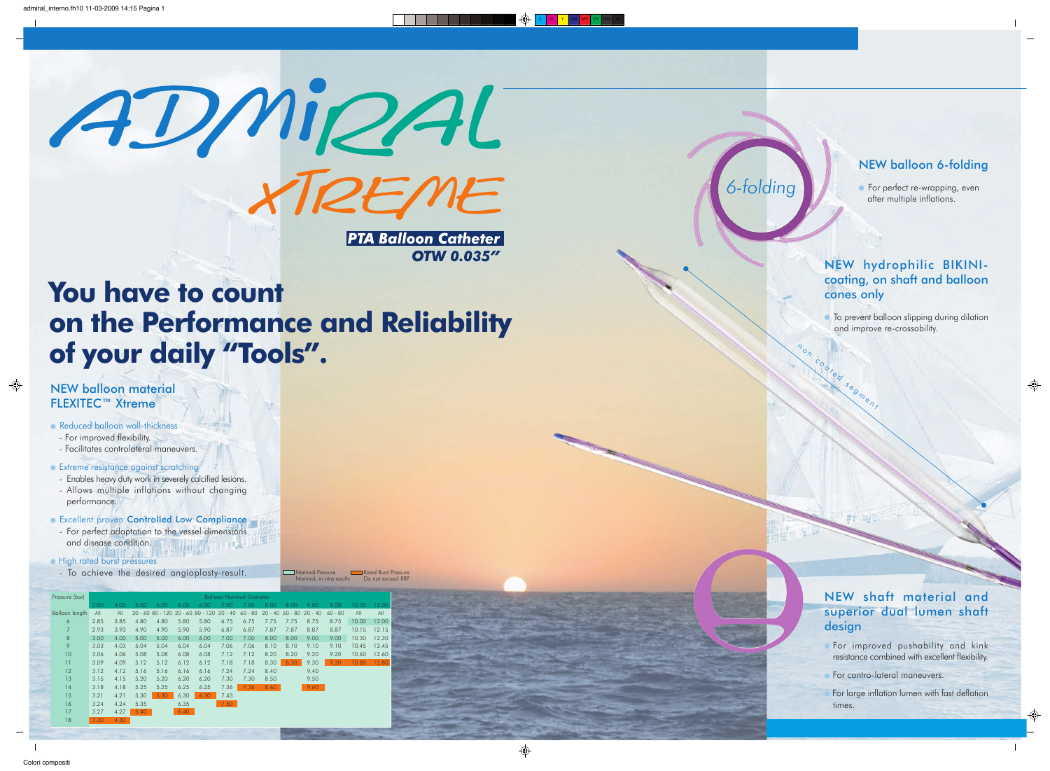# ADMiRAL XTREME

**PTA Balloon Catheter**
**OTW 0.035″**

# You have to count on the Performance and Reliability of your daily "Tools".

## NEW balloon material FLEXITEC™ Xtreme

- Reduced balloon wall-thickness
  - For improved flexibility.
  - Facilitates controlateral maneuvers.
- Extreme resistance against scratching
  - Enables heavy duty work in severely calcified lesions.
  - Allows multiple inflations without changing performance.
- Excellent proven **Controlled Low Compliance**
  - For perfect adaptation to the vessel dimensions and disease condition.
- High rated burst pressures
  - To achieve the desired angioplasty-result.

Nominal Pressure – Nominal, in vitro results
Rated Burst Pressure – Do not exceed RBP

| Pressure (bar) | Balloon Nominal Diameter | | | | | | | | | | | | | |
|---|---|---|---|---|---|---|---|---|---|---|---|---|---|---|
| | 3.00 | 4.00 | 5.00 | 5.00 | 6.00 | 6.00 | 7.00 | 7.00 | 8.00 | 8.00 | 9.00 | 9.00 | 10.00 | 12.00 |
| Balloon length | All | All | 20 - 60 | 80 - 120 | 20 - 60 | 80 - 120 | 20 - 40 | 60 - 80 | 20 - 40 | 60 - 80 | 20 - 40 | 60 - 80 | All | All |
| 6 | 2.85 | 3.85 | 4.80 | 4.80 | 5.80 | 5.80 | 6.75 | 6.75 | 7.75 | 7.75 | 8.75 | 8.75 | 10.00 | 12.00 |
| 7 | 2.93 | 3.93 | 4.90 | 4.90 | 5.90 | 5.90 | 6.87 | 6.87 | 7.87 | 7.87 | 8.87 | 8.87 | 10.15 | 12.15 |
| 8 | 3.00 | 4.00 | 5.00 | 5.00 | 6.00 | 6.00 | 7.00 | 7.00 | 8.00 | 8.00 | 9.00 | 9.00 | 10.30 | 12.30 |
| 9 | 3.03 | 4.03 | 5.04 | 5.04 | 6.04 | 6.04 | 7.06 | 7.06 | 8.10 | 8.10 | 9.10 | 9.10 | 10.45 | 12.45 |
| 10 | 3.06 | 4.06 | 5.08 | 5.08 | 6.08 | 6.08 | 7.12 | 7.12 | 8.20 | 8.20 | 9.20 | 9.20 | 10.60 | 12.60 |
| 11 | 3.09 | 4.09 | 5.12 | 5.12 | 6.12 | 6.12 | 7.18 | 7.18 | 8.30 | 8.30 | 9.30 | 9.30 | 10.80 | 12.80 |
| 12 | 3.12 | 4.12 | 5.16 | 5.16 | 6.16 | 6.16 | 7.24 | 7.24 | 8.40 | | 9.40 | | | |
| 13 | 3.15 | 4.15 | 5.20 | 5.20 | 6.20 | 6.20 | 7.30 | 7.30 | 8.50 | | 9.50 | | | |
| 14 | 3.18 | 4.18 | 5.25 | 5.25 | 6.25 | 6.25 | 7.36 | 7.36 | 8.60 | | 9.60 | | | |
| 15 | 3.21 | 4.21 | 5.30 | 5.30 | 6.30 | 6.30 | 7.43 | | | | | | | |
| 16 | 3.24 | 4.24 | 5.35 | | 6.35 | | 7.50 | | | | | | | |
| 17 | 3.27 | 4.27 | 5.40 | | 6.40 | | | | | | | | | |
| 18 | 3.30 | 4.30 | | | | | | | | | | | | |

6-folding

## NEW balloon 6-folding

- For perfect re-wrapping, even after multiple inflations.

## NEW hydrophilic BIKINI-coating, on shaft and balloon cones only

- To prevent balloon slipping during dilation and improve re-crossability.

non coated segment

## NEW shaft material and superior dual lumen shaft design

- For improved pushability and kink resistance combined with excellent flexibility.
- For contro-lateral maneuvers.
- For large inflation lumen with fast deflation times.